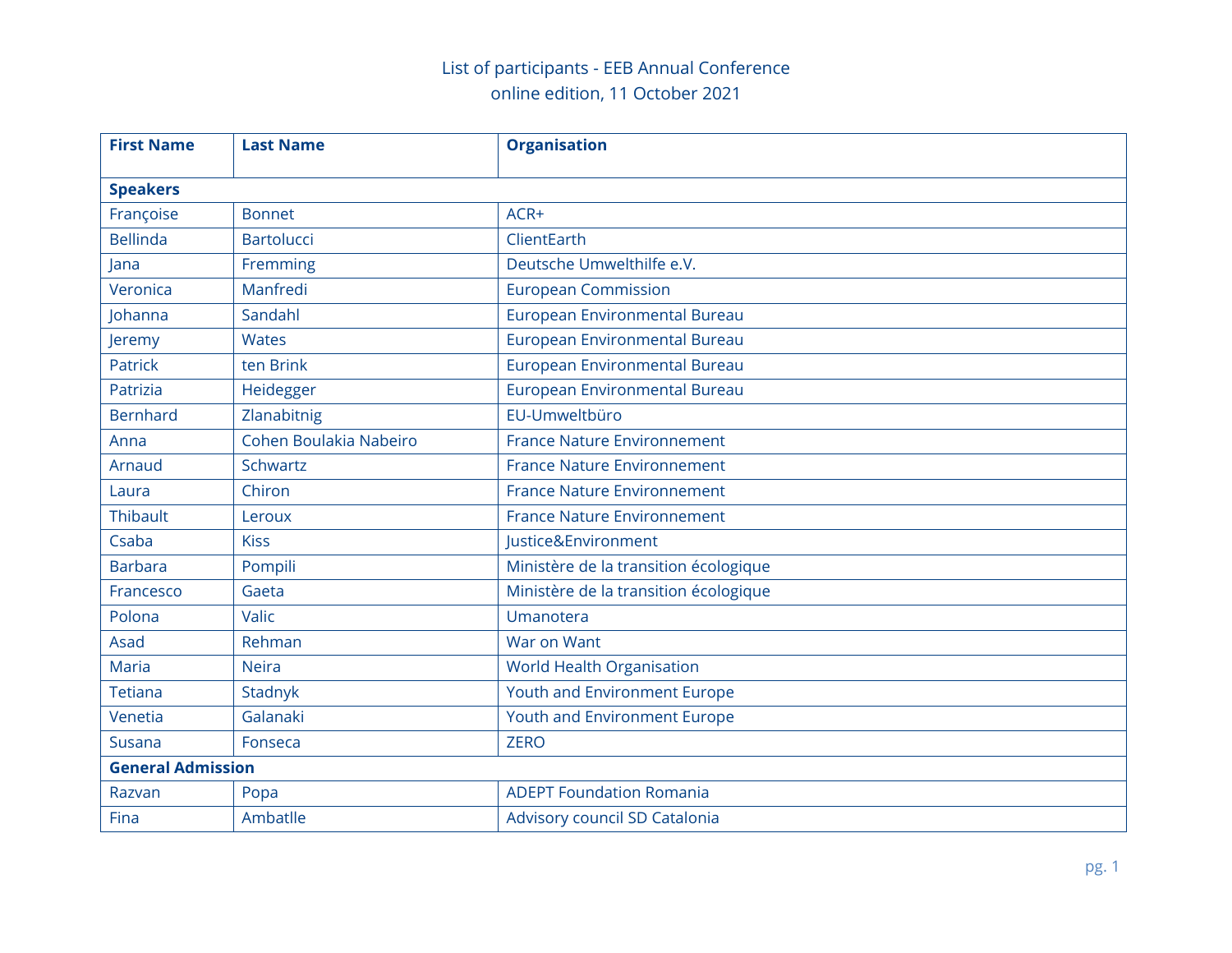# List of participants - EEB Annual Conference
## online edition, 11 October 2021

| First Name | Last Name | Organisation |
|---|---|---|
| **Speakers** | | |
| Françoise | Bonnet | ACR+ |
| Bellinda | Bartolucci | ClientEarth |
| Jana | Fremming | Deutsche Umwelthilfe e.V. |
| Veronica | Manfredi | European Commission |
| Johanna | Sandahl | European Environmental Bureau |
| Jeremy | Wates | European Environmental Bureau |
| Patrick | ten Brink | European Environmental Bureau |
| Patrizia | Heidegger | European Environmental Bureau |
| Bernhard | Zlanabitnig | EU-Umweltbüro |
| Anna | Cohen Boulakia Nabeiro | France Nature Environnement |
| Arnaud | Schwartz | France Nature Environnement |
| Laura | Chiron | France Nature Environnement |
| Thibault | Leroux | France Nature Environnement |
| Csaba | Kiss | Justice&Environment |
| Barbara | Pompili | Ministère de la transition écologique |
| Francesco | Gaeta | Ministère de la transition écologique |
| Polona | Valic | Umanotera |
| Asad | Rehman | War on Want |
| Maria | Neira | World Health Organisation |
| Tetiana | Stadnyk | Youth and Environment Europe |
| Venetia | Galanaki | Youth and Environment Europe |
| Susana | Fonseca | ZERO |
| **General Admission** | | |
| Razvan | Popa | ADEPT Foundation Romania |
| Fina | Ambatlle | Advisory council SD Catalonia |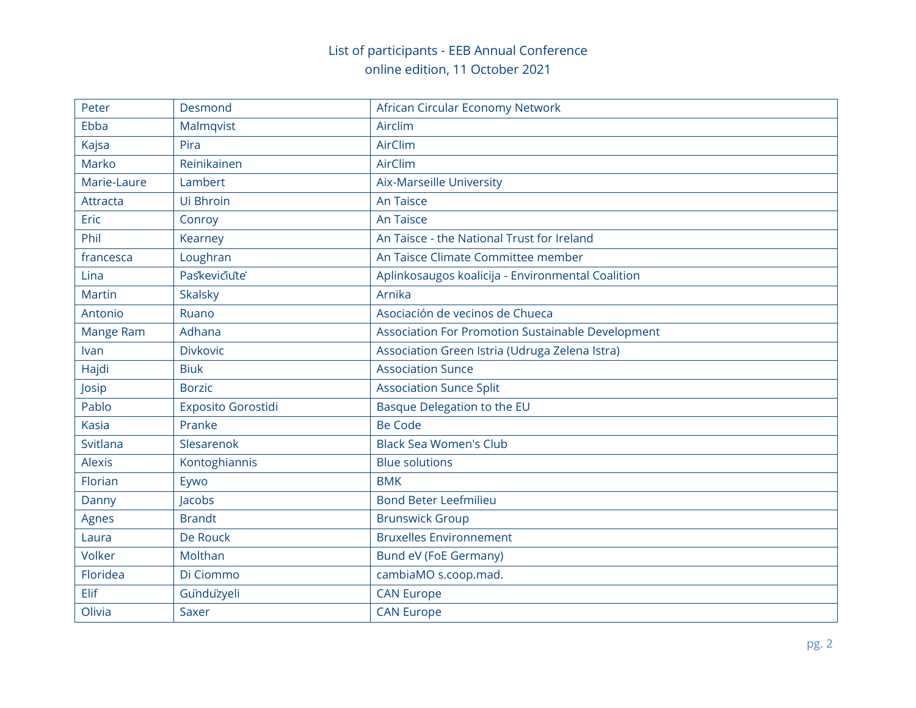List of participants - EEB Annual Conference
online edition, 11 October 2021

| | | |
|---|---|---|
| Peter | Desmond | African Circular Economy Network |
| Ebba | Malmqvist | Airclim |
| Kajsa | Pira | AirClim |
| Marko | Reinikainen | AirClim |
| Marie-Laure | Lambert | Aix-Marseille University |
| Attracta | Ui Bhroin | An Taisce |
| Eric | Conroy | An Taisce |
| Phil | Kearney | An Taisce - the National Trust for Ireland |
| francesca | Loughran | An Taisce Climate Committee member |
| Lina | Paškevičiūtė | Aplinkosaugos koalicija - Environmental Coalition |
| Martin | Skalsky | Arnika |
| Antonio | Ruano | Asociación de vecinos de Chueca |
| Mange Ram | Adhana | Association For Promotion Sustainable Development |
| Ivan | Divkovic | Association Green Istria (Udruga Zelena Istra) |
| Hajdi | Biuk | Association Sunce |
| Josip | Borzic | Association Sunce Split |
| Pablo | Exposito Gorostidi | Basque Delegation to the EU |
| Kasia | Pranke | Be Code |
| Svitlana | Slesarenok | Black Sea Women's Club |
| Alexis | Kontoghiannis | Blue solutions |
| Florian | Eywo | BMK |
| Danny | Jacobs | Bond Beter Leefmilieu |
| Agnes | Brandt | Brunswick Group |
| Laura | De Rouck | Bruxelles Environnement |
| Volker | Molthan | Bund eV (FoE Germany) |
| Floridea | Di Ciommo | cambiaMO s.coop.mad. |
| Elif | Gündüzyeli | CAN Europe |
| Olivia | Saxer | CAN Europe |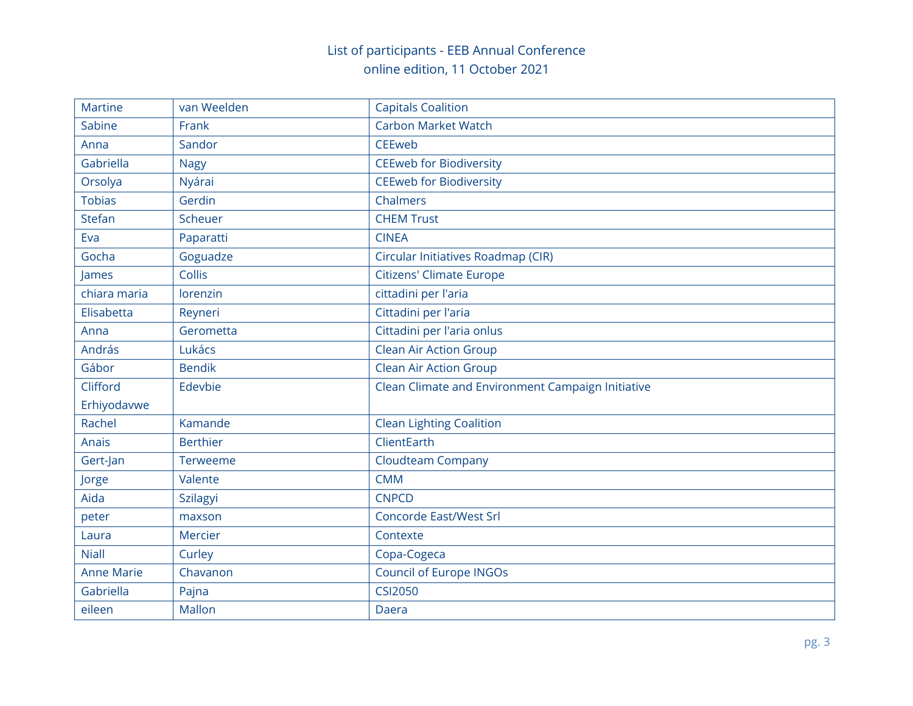| Martine | van Weelden | Capitals Coalition |
|---|---|---|
| Sabine | Frank | Carbon Market Watch |
| Anna | Sandor | CEEweb |
| Gabriella | Nagy | CEEweb for Biodiversity |
| Orsolya | Nyárai | CEEweb for Biodiversity |
| Tobias | Gerdin | Chalmers |
| Stefan | Scheuer | CHEM Trust |
| Eva | Paparatti | CINEA |
| Gocha | Goguadze | Circular Initiatives Roadmap (CIR) |
| James | Collis | Citizens' Climate Europe |
| chiara maria | lorenzin | cittadini per l'aria |
| Elisabetta | Reyneri | Cittadini per l'aria |
| Anna | Gerometta | Cittadini per l'aria onlus |
| András | Lukács | Clean Air Action Group |
| Gábor | Bendik | Clean Air Action Group |
| Clifford Erhiyodavwe | Edevbie | Clean Climate and Environment Campaign Initiative |
| Rachel | Kamande | Clean Lighting Coalition |
| Anais | Berthier | ClientEarth |
| Gert-Jan | Terweeme | Cloudteam Company |
| Jorge | Valente | CMM |
| Aida | Szilagyi | CNPCD |
| peter | maxson | Concorde East/West Srl |
| Laura | Mercier | Contexte |
| Niall | Curley | Copa-Cogeca |
| Anne Marie | Chavanon | Council of Europe INGOs |
| Gabriella | Pajna | CSI2050 |
| eileen | Mallon | Daera |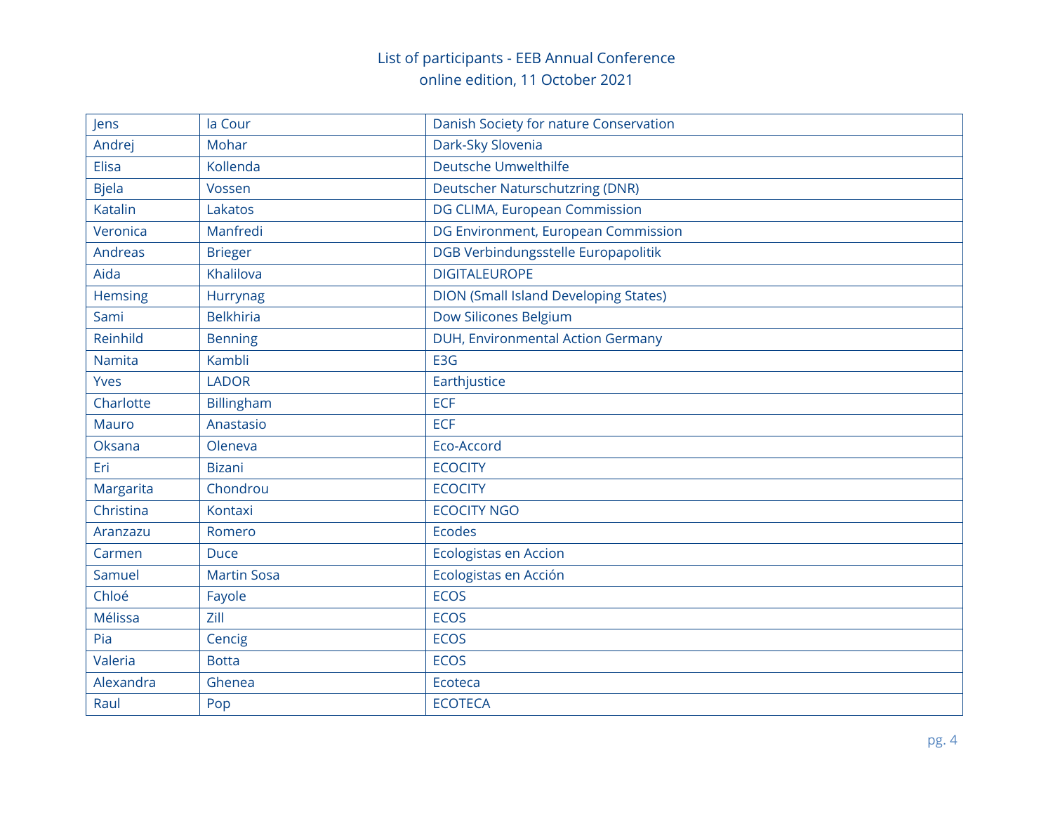List of participants - EEB Annual Conference
online edition, 11 October 2021

| | | |
|---|---|---|
| Jens | la Cour | Danish Society for nature Conservation |
| Andrej | Mohar | Dark-Sky Slovenia |
| Elisa | Kollenda | Deutsche Umwelthilfe |
| Bjela | Vossen | Deutscher Naturschutzring (DNR) |
| Katalin | Lakatos | DG CLIMA, European Commission |
| Veronica | Manfredi | DG Environment, European Commission |
| Andreas | Brieger | DGB Verbindungsstelle Europapolitik |
| Aida | Khalilova | DIGITALEUROPE |
| Hemsing | Hurrynag | DION (Small Island Developing States) |
| Sami | Belkhiria | Dow Silicones Belgium |
| Reinhild | Benning | DUH, Environmental Action Germany |
| Namita | Kambli | E3G |
| Yves | LADOR | Earthjustice |
| Charlotte | Billingham | ECF |
| Mauro | Anastasio | ECF |
| Oksana | Oleneva | Eco-Accord |
| Eri | Bizani | ECOCITY |
| Margarita | Chondrou | ECOCITY |
| Christina | Kontaxi | ECOCITY NGO |
| Aranzazu | Romero | Ecodes |
| Carmen | Duce | Ecologistas en Accion |
| Samuel | Martin Sosa | Ecologistas en Acción |
| Chloé | Fayole | ECOS |
| Mélissa | Zill | ECOS |
| Pia | Cencig | ECOS |
| Valeria | Botta | ECOS |
| Alexandra | Ghenea | Ecoteca |
| Raul | Pop | ECOTECA |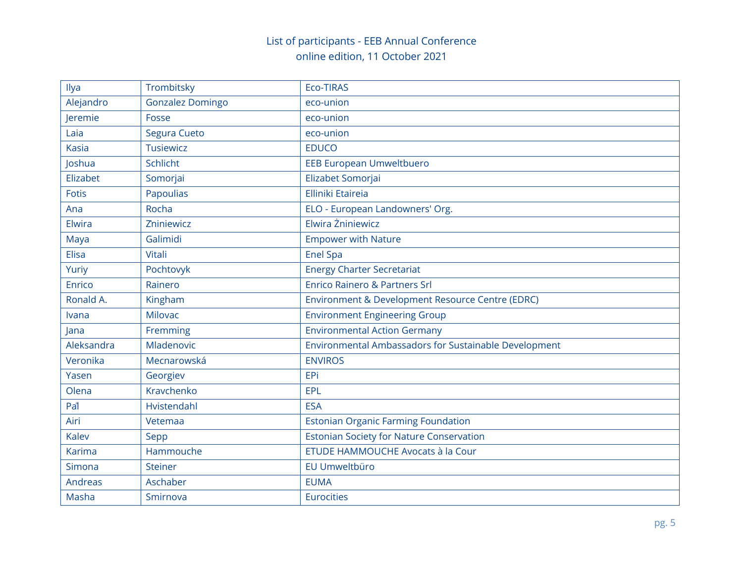List of participants - EEB Annual Conference
online edition, 11 October 2021

| | | |
|---|---|---|
| Ilya | Trombitsky | Eco-TIRAS |
| Alejandro | Gonzalez Domingo | eco-union |
| Jeremie | Fosse | eco-union |
| Laia | Segura Cueto | eco-union |
| Kasia | Tusiewicz | EDUCO |
| Joshua | Schlicht | EEB European Umweltbuero |
| Elizabet | Somorjai | Elizabet Somorjai |
| Fotis | Papoulias | Elliniki Etaireia |
| Ana | Rocha | ELO - European Landowners' Org. |
| Elwira | Zniniewicz | Elwira Żniniewicz |
| Maya | Galimidi | Empower with Nature |
| Elisa | Vitali | Enel Spa |
| Yuriy | Pochtovyk | Energy Charter Secretariat |
| Enrico | Rainero | Enrico Rainero & Partners Srl |
| Ronald A. | Kingham | Environment & Development Resource Centre (EDRC) |
| Ivana | Milovac | Environment Engineering Group |
| Jana | Fremming | Environmental Action Germany |
| Aleksandra | Mladenovic | Environmental Ambassadors for Sustainable Development |
| Veronika | Mecnarowská | ENVIROS |
| Yasen | Georgiev | EPi |
| Olena | Kravchenko | EPL |
| Pal̃ | Hvistendahl | ESA |
| Airi | Vetemaa | Estonian Organic Farming Foundation |
| Kalev | Sepp | Estonian Society for Nature Conservation |
| Karima | Hammouche | ETUDE HAMMOUCHE Avocats à la Cour |
| Simona | Steiner | EU Umweltbüro |
| Andreas | Aschaber | EUMA |
| Masha | Smirnova | Eurocities |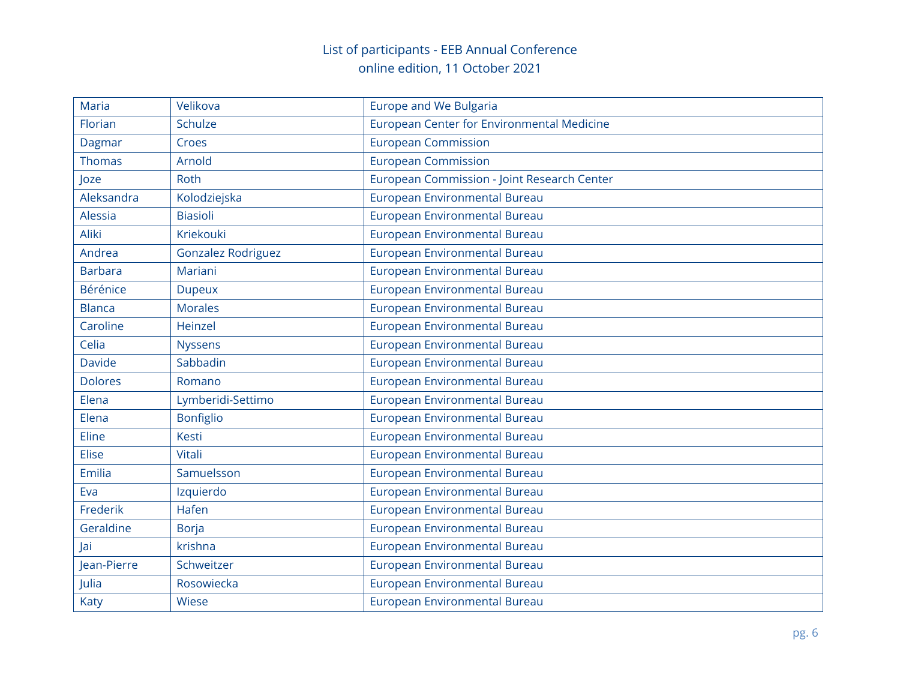| Maria | Velikova | Europe and We Bulgaria |
|---|---|---|
| Florian | Schulze | European Center for Environmental Medicine |
| Dagmar | Croes | European Commission |
| Thomas | Arnold | European Commission |
| Joze | Roth | European Commission - Joint Research Center |
| Aleksandra | Kolodziejska | European Environmental Bureau |
| Alessia | Biasioli | European Environmental Bureau |
| Aliki | Kriekouki | European Environmental Bureau |
| Andrea | Gonzalez Rodriguez | European Environmental Bureau |
| Barbara | Mariani | European Environmental Bureau |
| Bérénice | Dupeux | European Environmental Bureau |
| Blanca | Morales | European Environmental Bureau |
| Caroline | Heinzel | European Environmental Bureau |
| Celia | Nyssens | European Environmental Bureau |
| Davide | Sabbadin | European Environmental Bureau |
| Dolores | Romano | European Environmental Bureau |
| Elena | Lymberidi-Settimo | European Environmental Bureau |
| Elena | Bonfiglio | European Environmental Bureau |
| Eline | Kesti | European Environmental Bureau |
| Elise | Vitali | European Environmental Bureau |
| Emilia | Samuelsson | European Environmental Bureau |
| Eva | Izquierdo | European Environmental Bureau |
| Frederik | Hafen | European Environmental Bureau |
| Geraldine | Borja | European Environmental Bureau |
| Jai | krishna | European Environmental Bureau |
| Jean-Pierre | Schweitzer | European Environmental Bureau |
| Julia | Rosowiecka | European Environmental Bureau |
| Katy | Wiese | European Environmental Bureau |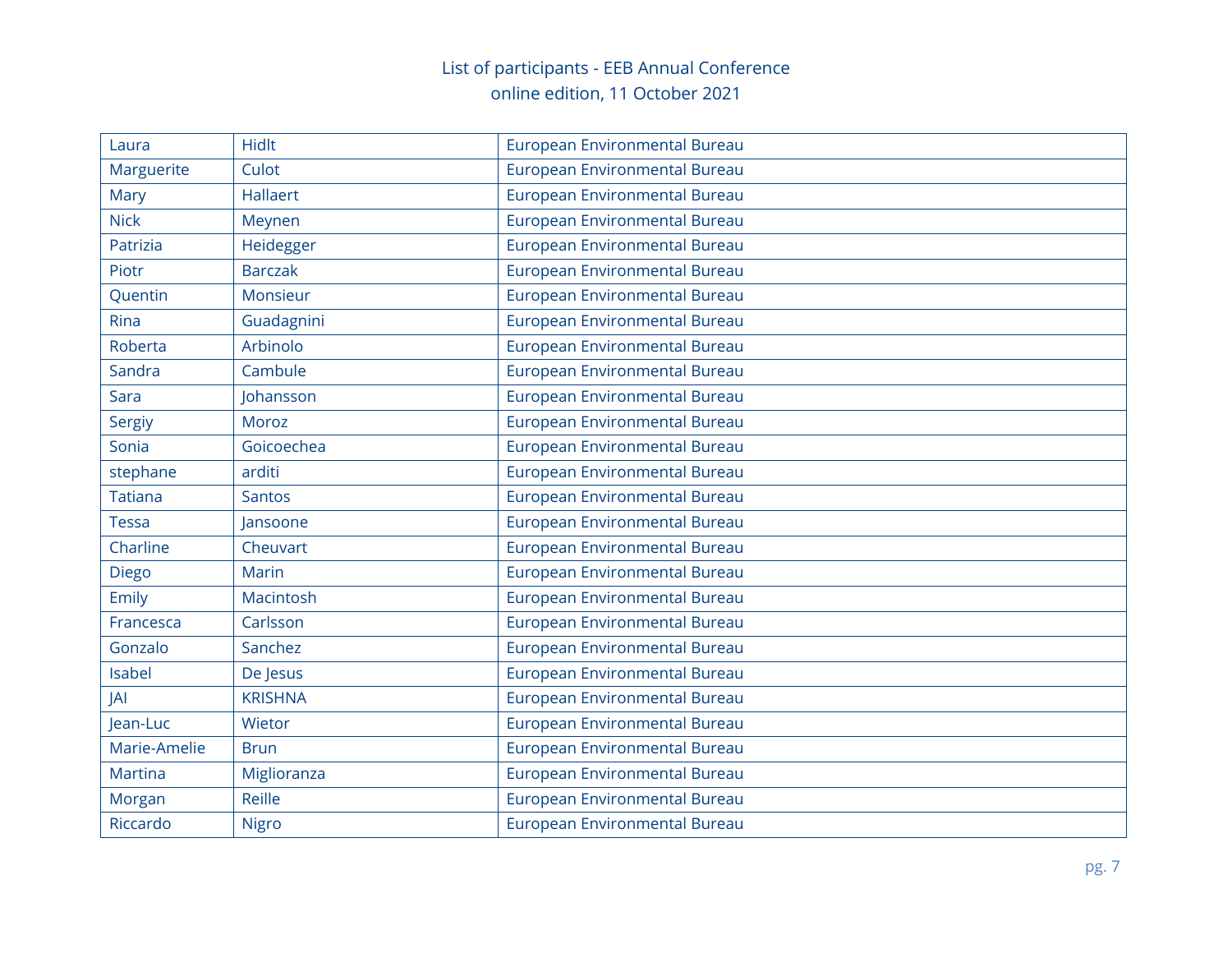| Laura | Hidlt | European Environmental Bureau |
|---|---|---|
| Marguerite | Culot | European Environmental Bureau |
| Mary | Hallaert | European Environmental Bureau |
| Nick | Meynen | European Environmental Bureau |
| Patrizia | Heidegger | European Environmental Bureau |
| Piotr | Barczak | European Environmental Bureau |
| Quentin | Monsieur | European Environmental Bureau |
| Rina | Guadagnini | European Environmental Bureau |
| Roberta | Arbinolo | European Environmental Bureau |
| Sandra | Cambule | European Environmental Bureau |
| Sara | Johansson | European Environmental Bureau |
| Sergiy | Moroz | European Environmental Bureau |
| Sonia | Goicoechea | European Environmental Bureau |
| stephane | arditi | European Environmental Bureau |
| Tatiana | Santos | European Environmental Bureau |
| Tessa | Jansoone | European Environmental Bureau |
| Charline | Cheuvart | European Environmental Bureau |
| Diego | Marin | European Environmental Bureau |
| Emily | Macintosh | European Environmental Bureau |
| Francesca | Carlsson | European Environmental Bureau |
| Gonzalo | Sanchez | European Environmental Bureau |
| Isabel | De Jesus | European Environmental Bureau |
| JAI | KRISHNA | European Environmental Bureau |
| Jean-Luc | Wietor | European Environmental Bureau |
| Marie-Amelie | Brun | European Environmental Bureau |
| Martina | Miglioranza | European Environmental Bureau |
| Morgan | Reille | European Environmental Bureau |
| Riccardo | Nigro | European Environmental Bureau |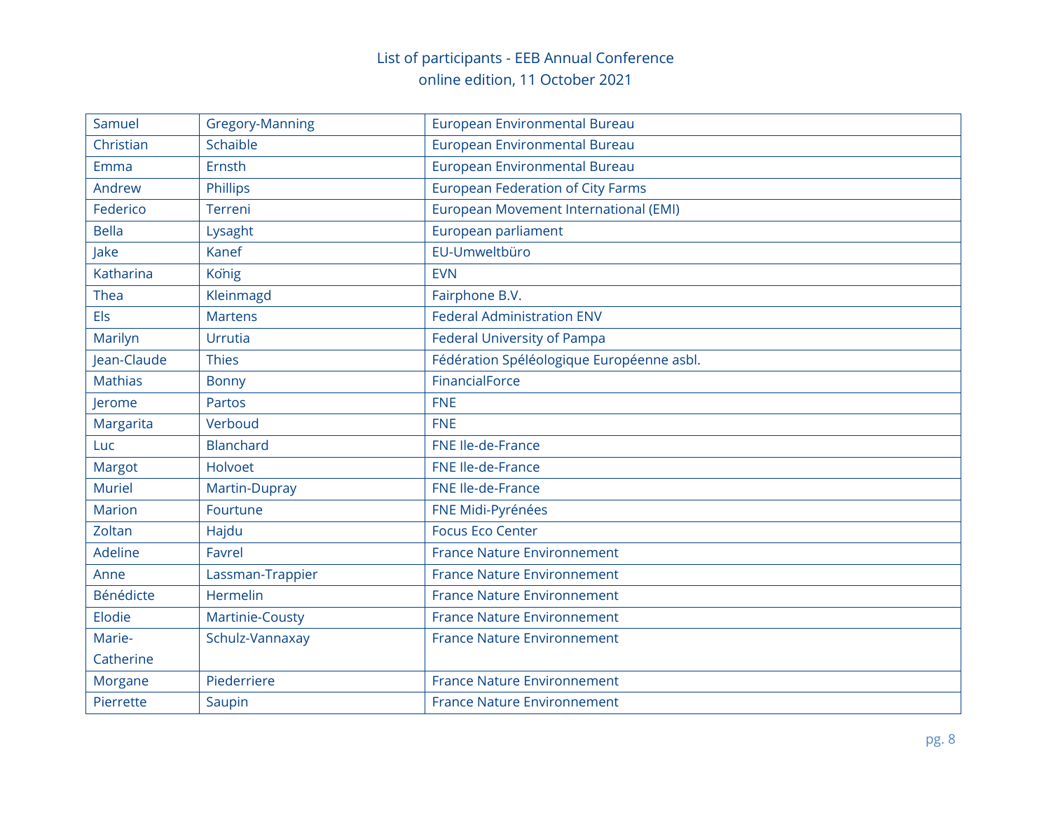List of participants - EEB Annual Conference
online edition, 11 October 2021

| | | |
|---|---|---|
| Samuel | Gregory-Manning | European Environmental Bureau |
| Christian | Schaible | European Environmental Bureau |
| Emma | Ernsth | European Environmental Bureau |
| Andrew | Phillips | European Federation of City Farms |
| Federico | Terreni | European Movement International (EMI) |
| Bella | Lysaght | European parliament |
| Jake | Kanef | EU-Umweltbüro |
| Katharina | König | EVN |
| Thea | Kleinmagd | Fairphone B.V. |
| Els | Martens | Federal Administration ENV |
| Marilyn | Urrutia | Federal University of Pampa |
| Jean-Claude | Thies | Fédération Spéléologique Européenne asbl. |
| Mathias | Bonny | FinancialForce |
| Jerome | Partos | FNE |
| Margarita | Verboud | FNE |
| Luc | Blanchard | FNE Ile-de-France |
| Margot | Holvoet | FNE Ile-de-France |
| Muriel | Martin-Dupray | FNE Ile-de-France |
| Marion | Fourtune | FNE Midi-Pyrénées |
| Zoltan | Hajdu | Focus Eco Center |
| Adeline | Favrel | France Nature Environnement |
| Anne | Lassman-Trappier | France Nature Environnement |
| Bénédicte | Hermelin | France Nature Environnement |
| Elodie | Martinie-Cousty | France Nature Environnement |
| Marie-Catherine | Schulz-Vannaxay | France Nature Environnement |
| Morgane | Piederriere | France Nature Environnement |
| Pierrette | Saupin | France Nature Environnement |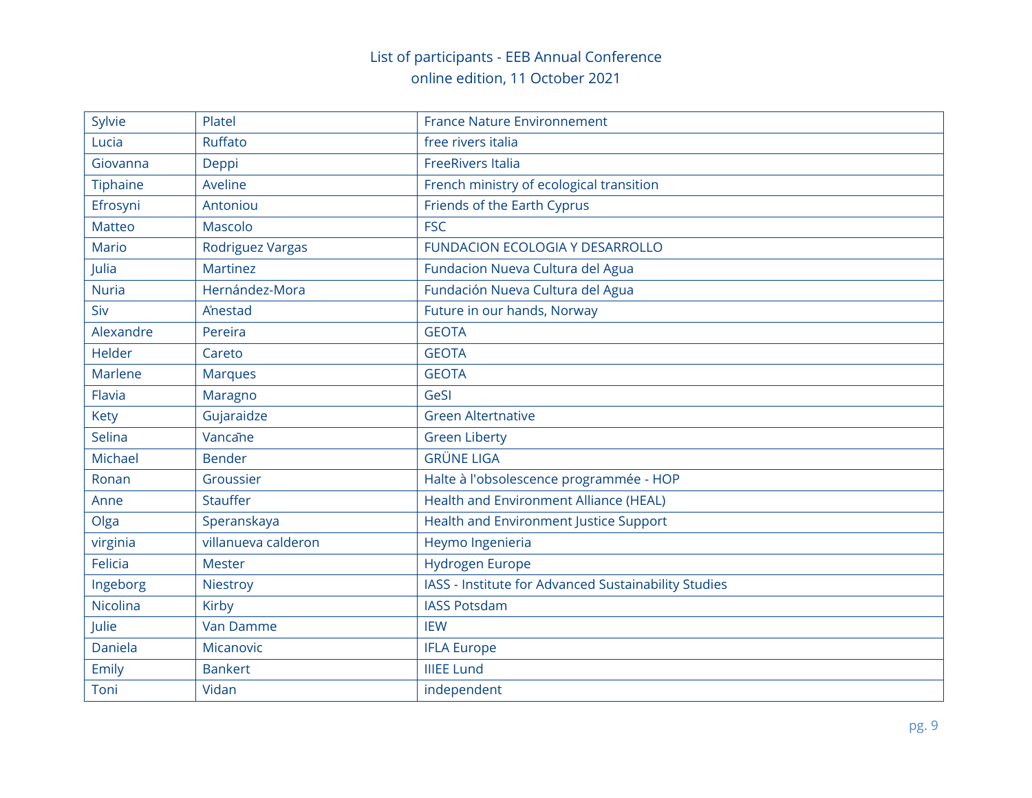List of participants - EEB Annual Conference
online edition, 11 October 2021

| Sylvie | Platel | France Nature Environnement |
|---|---|---|
| Lucia | Ruffato | free rivers italia |
| Giovanna | Deppi | FreeRivers Italia |
| Tiphaine | Aveline | French ministry of ecological transition |
| Efrosyni | Antoniou | Friends of the Earth Cyprus |
| Matteo | Mascolo | FSC |
| Mario | Rodriguez Vargas | FUNDACION ECOLOGIA Y DESARROLLO |
| Julia | Martinez | Fundacion Nueva Cultura del Agua |
| Nuria | Hernández-Mora | Fundación Nueva Cultura del Agua |
| Siv | Ånestad | Future in our hands, Norway |
| Alexandre | Pereira | GEOTA |
| Helder | Careto | GEOTA |
| Marlene | Marques | GEOTA |
| Flavia | Maragno | GeSI |
| Kety | Gujaraidze | Green Altertnative |
| Selina | Vancāne | Green Liberty |
| Michael | Bender | GRÜNE LIGA |
| Ronan | Groussier | Halte à l'obsolescence programmée - HOP |
| Anne | Stauffer | Health and Environment Alliance (HEAL) |
| Olga | Speranskaya | Health and Environment Justice Support |
| virginia | villanueva calderon | Heymo Ingenieria |
| Felicia | Mester | Hydrogen Europe |
| Ingeborg | Niestroy | IASS - Institute for Advanced Sustainability Studies |
| Nicolina | Kirby | IASS Potsdam |
| Julie | Van Damme | IEW |
| Daniela | Micanovic | IFLA Europe |
| Emily | Bankert | IIIEE Lund |
| Toni | Vidan | independent |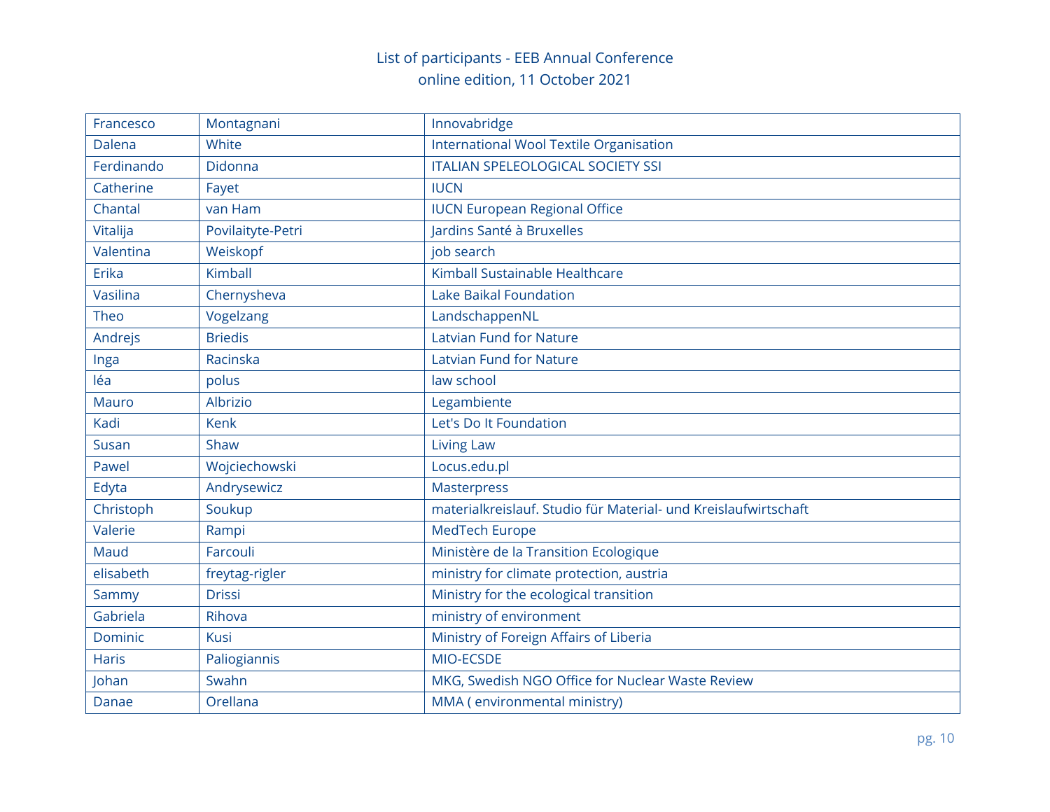List of participants - EEB Annual Conference
online edition, 11 October 2021

| | | |
|---|---|---|
| Francesco | Montagnani | Innovabridge |
| Dalena | White | International Wool Textile Organisation |
| Ferdinando | Didonna | ITALIAN SPELEOLOGICAL SOCIETY SSI |
| Catherine | Fayet | IUCN |
| Chantal | van Ham | IUCN European Regional Office |
| Vitalija | Povilaityte-Petri | Jardins Santé à Bruxelles |
| Valentina | Weiskopf | job search |
| Erika | Kimball | Kimball Sustainable Healthcare |
| Vasilina | Chernysheva | Lake Baikal Foundation |
| Theo | Vogelzang | LandschappenNL |
| Andrejs | Briedis | Latvian Fund for Nature |
| Inga | Racinska | Latvian Fund for Nature |
| léa | polus | law school |
| Mauro | Albrizio | Legambiente |
| Kadi | Kenk | Let's Do It Foundation |
| Susan | Shaw | Living Law |
| Pawel | Wojciechowski | Locus.edu.pl |
| Edyta | Andrysewicz | Masterpress |
| Christoph | Soukup | materialkreislauf. Studio für Material- und Kreislaufwirtschaft |
| Valerie | Rampi | MedTech Europe |
| Maud | Farcouli | Ministère de la Transition Ecologique |
| elisabeth | freytag-rigler | ministry for climate protection, austria |
| Sammy | Drissi | Ministry for the ecological transition |
| Gabriela | Rihova | ministry of environment |
| Dominic | Kusi | Ministry of Foreign Affairs of Liberia |
| Haris | Paliogiannis | MIO-ECSDE |
| Johan | Swahn | MKG, Swedish NGO Office for Nuclear Waste Review |
| Danae | Orellana | MMA ( environmental ministry) |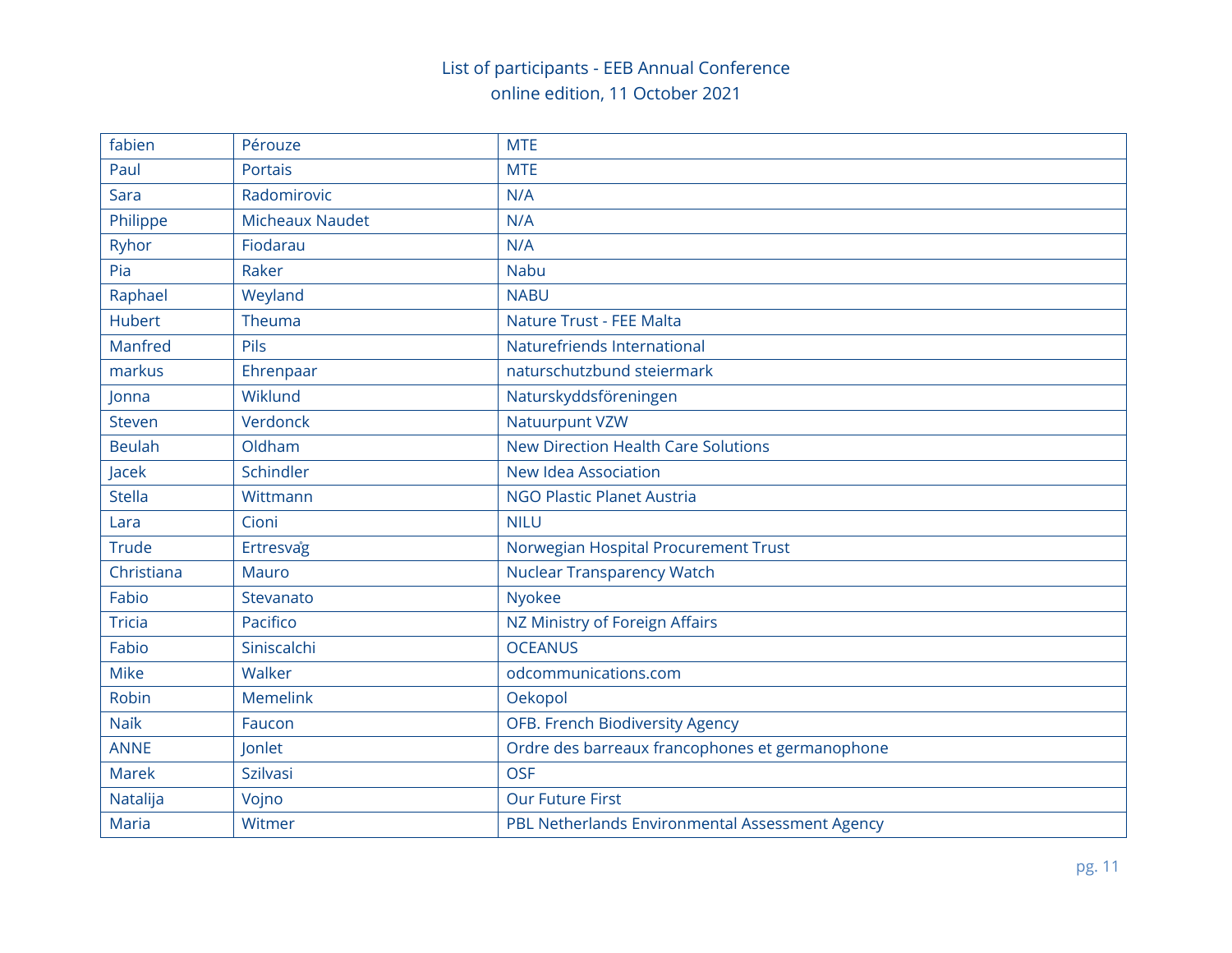List of participants - EEB Annual Conference
online edition, 11 October 2021

| | | |
|---|---|---|
| fabien | Pérouze | MTE |
| Paul | Portais | MTE |
| Sara | Radomirovic | N/A |
| Philippe | Micheaux Naudet | N/A |
| Ryhor | Fiodarau | N/A |
| Pia | Raker | Nabu |
| Raphael | Weyland | NABU |
| Hubert | Theuma | Nature Trust - FEE Malta |
| Manfred | Pils | Naturefriends International |
| markus | Ehrenpaar | naturschutzbund steiermark |
| Jonna | Wiklund | Naturskyddsföreningen |
| Steven | Verdonck | Natuurpunt VZW |
| Beulah | Oldham | New Direction Health Care Solutions |
| Jacek | Schindler | New Idea Association |
| Stella | Wittmann | NGO Plastic Planet Austria |
| Lara | Cioni | NILU |
| Trude | Ertresvåg | Norwegian Hospital Procurement Trust |
| Christiana | Mauro | Nuclear Transparency Watch |
| Fabio | Stevanato | Nyokee |
| Tricia | Pacifico | NZ Ministry of Foreign Affairs |
| Fabio | Siniscalchi | OCEANUS |
| Mike | Walker | odcommunications.com |
| Robin | Memelink | Oekopol |
| Naik | Faucon | OFB. French Biodiversity Agency |
| ANNE | Jonlet | Ordre des barreaux francophones et germanophone |
| Marek | Szilvasi | OSF |
| Natalija | Vojno | Our Future First |
| Maria | Witmer | PBL Netherlands Environmental Assessment Agency |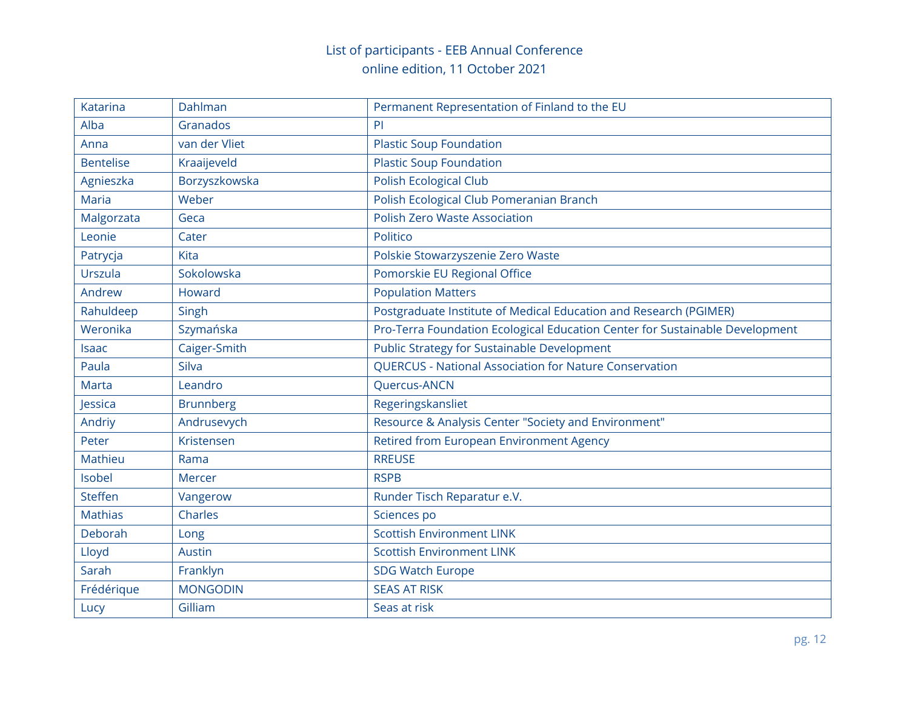List of participants - EEB Annual Conference
online edition, 11 October 2021

| | | |
|---|---|---|
| Katarina | Dahlman | Permanent Representation of Finland to the EU |
| Alba | Granados | PI |
| Anna | van der Vliet | Plastic Soup Foundation |
| Bentelise | Kraaijeveld | Plastic Soup Foundation |
| Agnieszka | Borzyszkowska | Polish Ecological Club |
| Maria | Weber | Polish Ecological Club Pomeranian Branch |
| Malgorzata | Geca | Polish Zero Waste Association |
| Leonie | Cater | Politico |
| Patrycja | Kita | Polskie Stowarzyszenie Zero Waste |
| Urszula | Sokolowska | Pomorskie EU Regional Office |
| Andrew | Howard | Population Matters |
| Rahuldeep | Singh | Postgraduate Institute of Medical Education and Research (PGIMER) |
| Weronika | Szymańska | Pro-Terra Foundation Ecological Education Center for Sustainable Development |
| Isaac | Caiger-Smith | Public Strategy for Sustainable Development |
| Paula | Silva | QUERCUS - National Association for Nature Conservation |
| Marta | Leandro | Quercus-ANCN |
| Jessica | Brunnberg | Regeringskansliet |
| Andriy | Andrusevych | Resource & Analysis Center "Society and Environment" |
| Peter | Kristensen | Retired from European Environment Agency |
| Mathieu | Rama | RREUSE |
| Isobel | Mercer | RSPB |
| Steffen | Vangerow | Runder Tisch Reparatur e.V. |
| Mathias | Charles | Sciences po |
| Deborah | Long | Scottish Environment LINK |
| Lloyd | Austin | Scottish Environment LINK |
| Sarah | Franklyn | SDG Watch Europe |
| Frédérique | MONGODIN | SEAS AT RISK |
| Lucy | Gilliam | Seas at risk |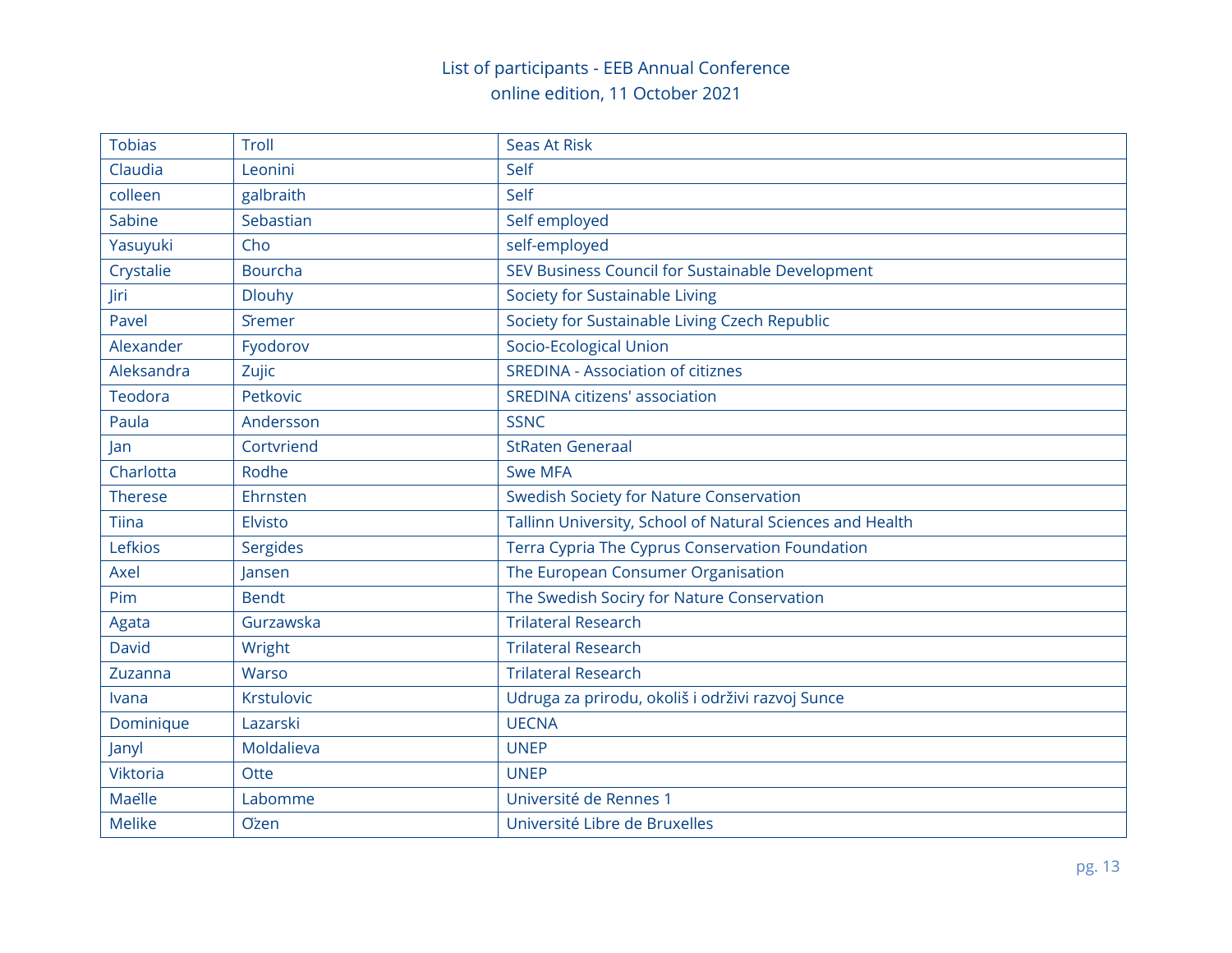List of participants - EEB Annual Conference
online edition, 11 October 2021

| | | |
|---|---|---|
| Tobias | Troll | Seas At Risk |
| Claudia | Leonini | Self |
| colleen | galbraith | Self |
| Sabine | Sebastian | Self employed |
| Yasuyuki | Cho | self-employed |
| Crystalie | Bourcha | SEV Business Council for Sustainable Development |
| Jiri | Dlouhy | Society for Sustainable Living |
| Pavel | Šremer | Society for Sustainable Living Czech Republic |
| Alexander | Fyodorov | Socio-Ecological Union |
| Aleksandra | Zujic | SREDINA - Association of citiznes |
| Teodora | Petkovic | SREDINA citizens' association |
| Paula | Andersson | SSNC |
| Jan | Cortvriend | StRaten Generaal |
| Charlotta | Rodhe | Swe MFA |
| Therese | Ehrnsten | Swedish Society for Nature Conservation |
| Tiina | Elvisto | Tallinn University, School of Natural Sciences and Health |
| Lefkios | Sergides | Terra Cypria The Cyprus Conservation Foundation |
| Axel | Jansen | The European Consumer Organisation |
| Pim | Bendt | The Swedish Sociry for Nature Conservation |
| Agata | Gurzawska | Trilateral Research |
| David | Wright | Trilateral Research |
| Zuzanna | Warso | Trilateral Research |
| Ivana | Krstulovic | Udruga za prirodu, okoliš i održivi razvoj Sunce |
| Dominique | Lazarski | UECNA |
| Janyl | Moldalieva | UNEP |
| Viktoria | Otte | UNEP |
| Maëlle | Labomme | Université de Rennes 1 |
| Melike | Özen | Université Libre de Bruxelles |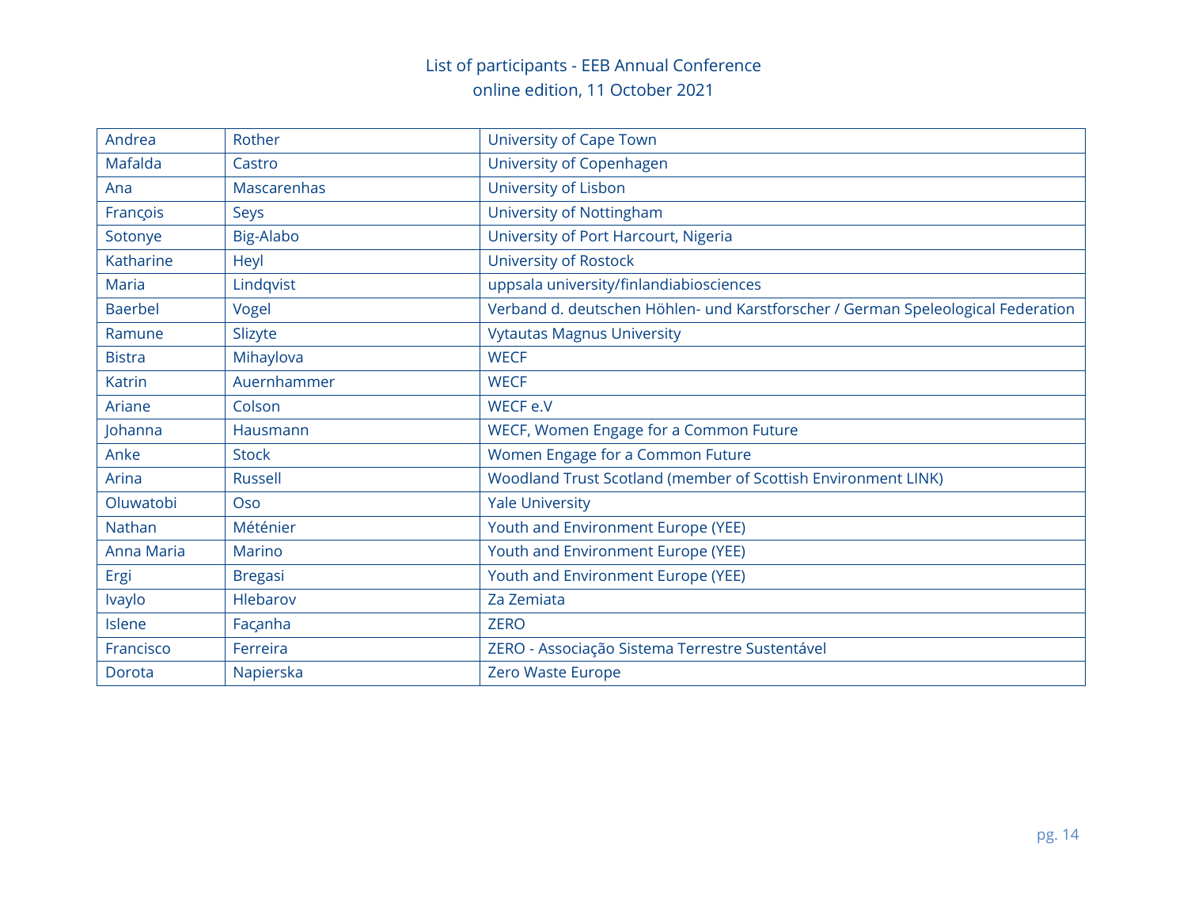List of participants - EEB Annual Conference
online edition, 11 October 2021

| | | |
|---|---|---|
| Andrea | Rother | University of Cape Town |
| Mafalda | Castro | University of Copenhagen |
| Ana | Mascarenhas | University of Lisbon |
| François | Seys | University of Nottingham |
| Sotonye | Big-Alabo | University of Port Harcourt, Nigeria |
| Katharine | Heyl | University of Rostock |
| Maria | Lindqvist | uppsala university/finlandiabiosciences |
| Baerbel | Vogel | Verband d. deutschen Höhlen- und Karstforscher / German Speleological Federation |
| Ramune | Slizyte | Vytautas Magnus University |
| Bistra | Mihaylova | WECF |
| Katrin | Auernhammer | WECF |
| Ariane | Colson | WECF e.V |
| Johanna | Hausmann | WECF, Women Engage for a Common Future |
| Anke | Stock | Women Engage for a Common Future |
| Arina | Russell | Woodland Trust Scotland (member of Scottish Environment LINK) |
| Oluwatobi | Oso | Yale University |
| Nathan | Méténier | Youth and Environment Europe (YEE) |
| Anna Maria | Marino | Youth and Environment Europe (YEE) |
| Ergi | Bregasi | Youth and Environment Europe (YEE) |
| Ivaylo | Hlebarov | Za Zemiata |
| Islene | Façanha | ZERO |
| Francisco | Ferreira | ZERO - Associação Sistema Terrestre Sustentável |
| Dorota | Napierska | Zero Waste Europe |